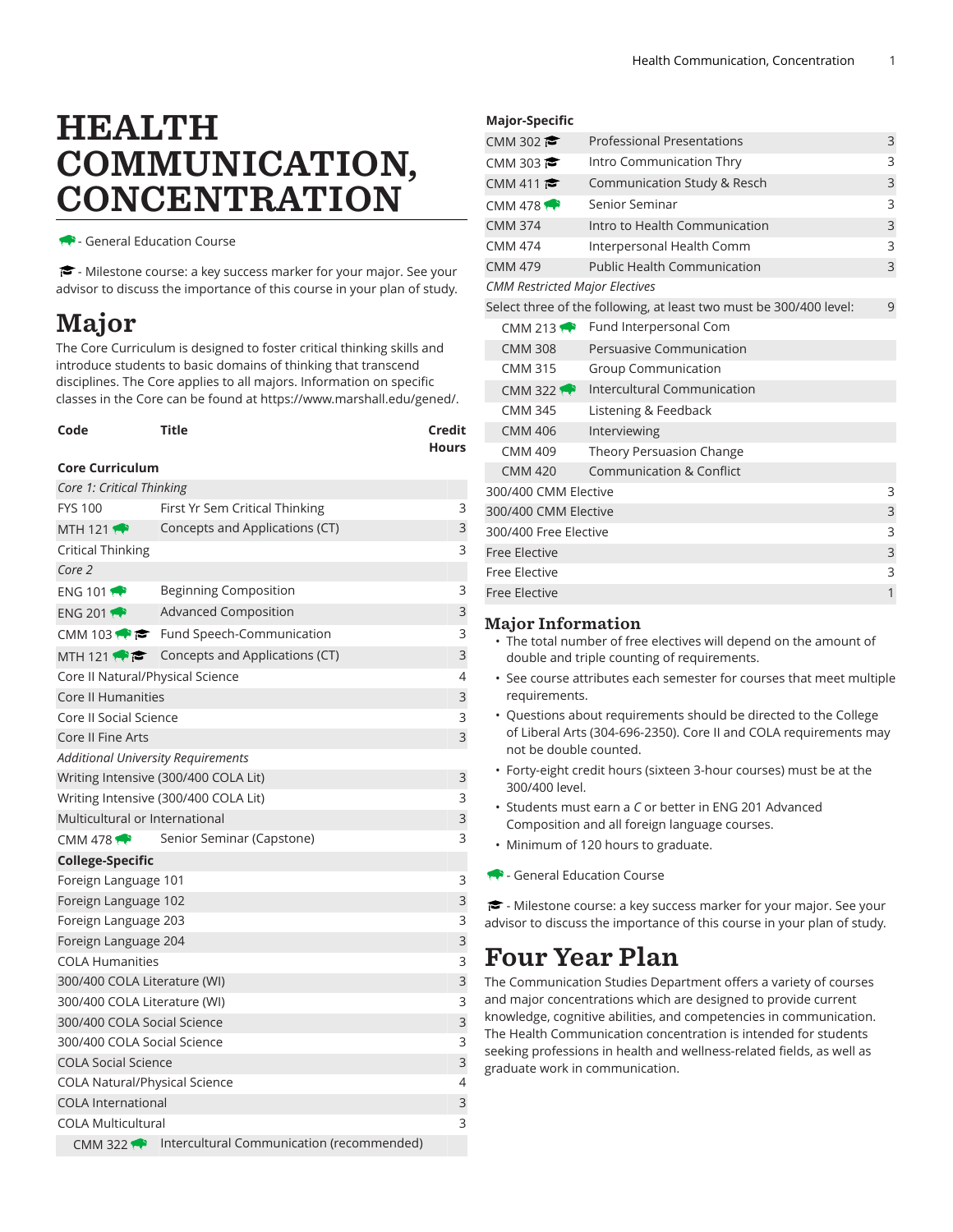# HEALTH COMMUNICATION, CONCENTRATION

- General Education Course

- Milestone course: a key success marker for your major. See your advisor to discuss the importance of this course in your plan of study.

# Major

The Core Curriculum is designed to foster critical thinking skills and introduce students to basic domains of thinking that transcend disciplines. The Core applies to all majors. Information on specific classes in the Core can be found at https://www.marshall.edu/gened/.

| Code | Title | Credit Hours |
|---|---|---|
| **Core Curriculum** | | |
| *Core 1: Critical Thinking* | | |
| FYS 100 | First Yr Sem Critical Thinking | 3 |
| MTH 121 | Concepts and Applications (CT) | 3 |
| Critical Thinking | | 3 |
| *Core 2* | | |
| ENG 101 | Beginning Composition | 3 |
| ENG 201 | Advanced Composition | 3 |
| CMM 103 | Fund Speech-Communication | 3 |
| MTH 121 | Concepts and Applications (CT) | 3 |
| Core II Natural/Physical Science | | 4 |
| Core II Humanities | | 3 |
| Core II Social Science | | 3 |
| Core II Fine Arts | | 3 |
| *Additional University Requirements* | | |
| Writing Intensive (300/400 COLA Lit) | | 3 |
| Writing Intensive (300/400 COLA Lit) | | 3 |
| Multicultural or International | | 3 |
| CMM 478 | Senior Seminar (Capstone) | 3 |
| **College-Specific** | | |
| Foreign Language 101 | | 3 |
| Foreign Language 102 | | 3 |
| Foreign Language 203 | | 3 |
| Foreign Language 204 | | 3 |
| COLA Humanities | | 3 |
| 300/400 COLA Literature (WI) | | 3 |
| 300/400 COLA Literature (WI) | | 3 |
| 300/400 COLA Social Science | | 3 |
| 300/400 COLA Social Science | | 3 |
| COLA Social Science | | 3 |
| COLA Natural/Physical Science | | 4 |
| COLA International | | 3 |
| COLA Multicultural | | 3 |
| CMM 322 | Intercultural Communication (recommended) | |
| **Major-Specific** | | |
| CMM 302 | Professional Presentations | 3 |
| CMM 303 | Intro Communication Thry | 3 |
| CMM 411 | Communication Study & Resch | 3 |
| CMM 478 | Senior Seminar | 3 |
| CMM 374 | Intro to Health Communication | 3 |
| CMM 474 | Interpersonal Health Comm | 3 |
| CMM 479 | Public Health Communication | 3 |
| *CMM Restricted Major Electives* | | |
| Select three of the following, at least two must be 300/400 level: | | 9 |
| CMM 213 | Fund Interpersonal Com | |
| CMM 308 | Persuasive Communication | |
| CMM 315 | Group Communication | |
| CMM 322 | Intercultural Communication | |
| CMM 345 | Listening & Feedback | |
| CMM 406 | Interviewing | |
| CMM 409 | Theory Persuasion Change | |
| CMM 420 | Communication & Conflict | |
| 300/400 CMM Elective | | 3 |
| 300/400 CMM Elective | | 3 |
| 300/400 Free Elective | | 3 |
| Free Elective | | 3 |
| Free Elective | | 3 |
| Free Elective | | 1 |

## Major Information

- The total number of free electives will depend on the amount of double and triple counting of requirements.
- See course attributes each semester for courses that meet multiple requirements.
- Questions about requirements should be directed to the College of Liberal Arts (304-696-2350). Core II and COLA requirements may not be double counted.
- Forty-eight credit hours (sixteen 3-hour courses) must be at the 300/400 level.
- Students must earn a *C* or better in ENG 201 Advanced Composition and all foreign language courses.
- Minimum of 120 hours to graduate.

- General Education Course

- Milestone course: a key success marker for your major. See your advisor to discuss the importance of this course in your plan of study.

# Four Year Plan

The Communication Studies Department offers a variety of courses and major concentrations which are designed to provide current knowledge, cognitive abilities, and competencies in communication. The Health Communication concentration is intended for students seeking professions in health and wellness-related fields, as well as graduate work in communication.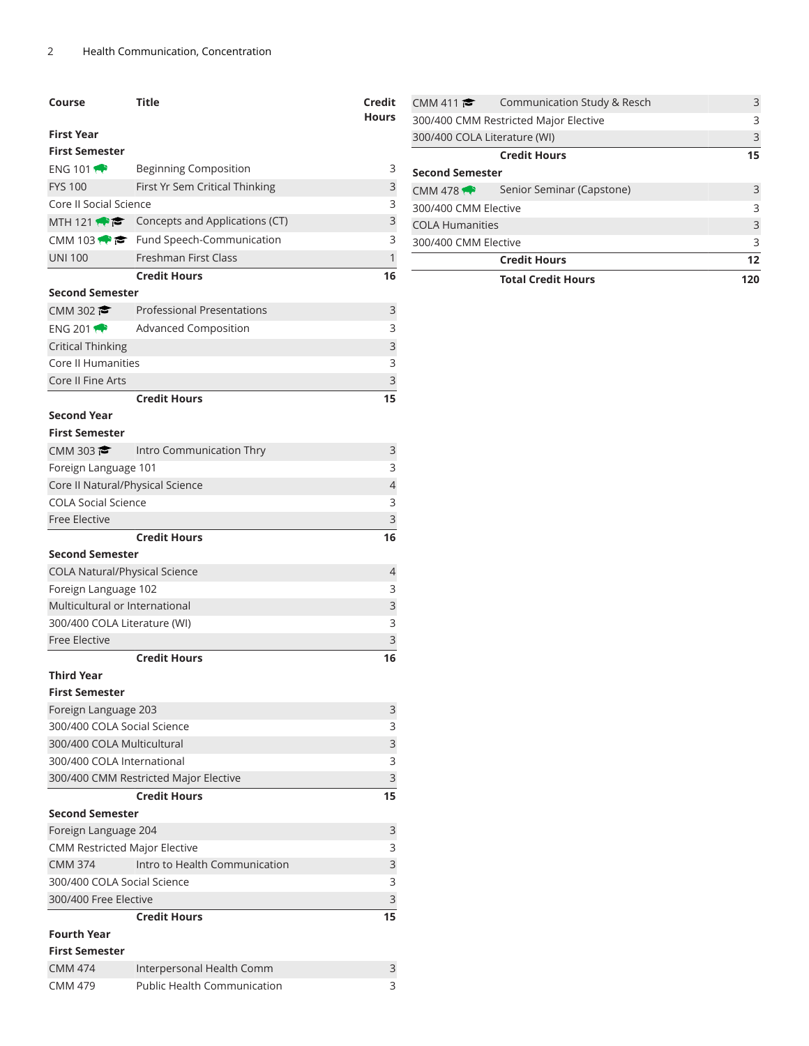| Course | Title | Credit Hours |
| --- | --- | --- |
| **First Year** | | |
| **First Semester** | | |
| ENG 101 | Beginning Composition | 3 |
| FYS 100 | First Yr Sem Critical Thinking | 3 |
| Core II Social Science | | 3 |
| MTH 121 | Concepts and Applications (CT) | 3 |
| CMM 103 | Fund Speech-Communication | 3 |
| UNI 100 | Freshman First Class | 1 |
| | **Credit Hours** | **16** |
| **Second Semester** | | |
| CMM 302 | Professional Presentations | 3 |
| ENG 201 | Advanced Composition | 3 |
| Critical Thinking | | 3 |
| Core II Humanities | | 3 |
| Core II Fine Arts | | 3 |
| | **Credit Hours** | **15** |
| **Second Year** | | |
| **First Semester** | | |
| CMM 303 | Intro Communication Thry | 3 |
| Foreign Language 101 | | 3 |
| Core II Natural/Physical Science | | 4 |
| COLA Social Science | | 3 |
| Free Elective | | 3 |
| | **Credit Hours** | **16** |
| **Second Semester** | | |
| COLA Natural/Physical Science | | 4 |
| Foreign Language 102 | | 3 |
| Multicultural or International | | 3 |
| 300/400 COLA Literature (WI) | | 3 |
| Free Elective | | 3 |
| | **Credit Hours** | **16** |
| **Third Year** | | |
| **First Semester** | | |
| Foreign Language 203 | | 3 |
| 300/400 COLA Social Science | | 3 |
| 300/400 COLA Multicultural | | 3 |
| 300/400 COLA International | | 3 |
| 300/400 CMM Restricted Major Elective | | 3 |
| | **Credit Hours** | **15** |
| **Second Semester** | | |
| Foreign Language 204 | | 3 |
| CMM Restricted Major Elective | | 3 |
| CMM 374 | Intro to Health Communication | 3 |
| 300/400 COLA Social Science | | 3 |
| 300/400 Free Elective | | 3 |
| | **Credit Hours** | **15** |
| **Fourth Year** | | |
| **First Semester** | | |
| CMM 474 | Interpersonal Health Comm | 3 |
| CMM 479 | Public Health Communication | 3 |
| CMM 411 | Communication Study & Resch | 3 |
| 300/400 CMM Restricted Major Elective | | 3 |
| 300/400 COLA Literature (WI) | | 3 |
| | **Credit Hours** | **15** |
| **Second Semester** | | |
| CMM 478 | Senior Seminar (Capstone) | 3 |
| 300/400 CMM Elective | | 3 |
| COLA Humanities | | 3 |
| 300/400 CMM Elective | | 3 |
| | **Credit Hours** | **12** |
| | **Total Credit Hours** | **120** |